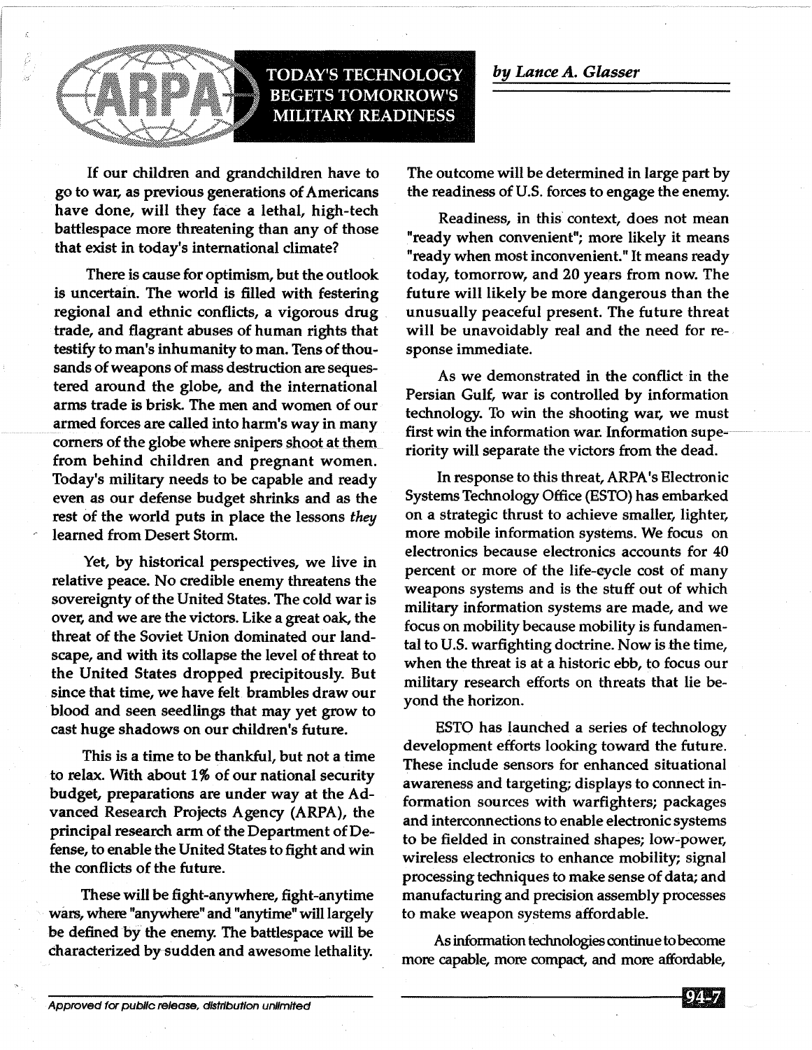# TODAY'S TECHNOLOGY BEGETS TOMORROW'S MILITARY READINESS

*by Lance A. Glasser*

If our children and grandchildren have to go to war, as previous generations of Americans have done, will they face a lethal, high-tech battlespace more threatening than any of those that exist in today's international climate?

There is cause for optimism, but the outlook is uncertain. The world is filled with festering regional and ethnic conflicts, a vigorous drug trade, and flagrant abuses of human rights that testify to man's inhumanity to man. Tens of thousands of weapons of mass destruction are sequestered around the globe, and the international arms trade is brisk. The men and women of our armed forces are called into harm's way in many corners of the globe where snipers shoot at them from behind children and pregnant women. Today's military needs to be capable and ready even as our defense budget shrinks and as the rest of the world puts in place the lessons *they* learned from Desert Storm.

Yet, by historical perspectives, we live in relative peace. No credible enemy threatens the sovereignty of the United States. The cold war is over, and we are the victors. Like a great oak, the threat of the Soviet Union dominated our landscape, and with its collapse the level of threat to the United States dropped precipitously. But since that time, we have felt brambles draw our blood and seen seedlings that may yet grow to cast huge shadows on our children's future.

This is a time to be thankful, but not a time to relax. With about 1% of our national security budget, preparations are under way at the Advanced Research Projects Agency (ARPA), the principal research arm of the Department of Defense, to enable the United States to fight and win the conflicts of the future.

These will be fight-anywhere, fight-anytime wars, where "anywhere" and "anytime" will largely be defined by the enemy. The battlespace will be characterized by sudden and awesome lethality. The outcome will be determined in large part by the readiness of U.S. forces to engage the enemy.

Readiness, in this context, does not mean "ready when convenient"; more likely it means "ready when most inconvenient." It means ready today, tomorrow, and 20 years from now. The future will likely be more dangerous than the unusually peaceful present. The future threat will be unavoidably real and the need for response immediate.

As we demonstrated in the conflict in the Persian Gulf, war is controlled by information technology. To win the shooting war, we must first win the information war. Information superiority will separate the victors from the dead.

In response to this threat, ARPA's Electronic Systems Technology Office (ESTO) has embarked on a strategic thrust to achieve smaller, lighter, more mobile information systems. We focus on electronics because electronics accounts for 40 percent or more of the life-cycle cost of many weapons systems and is the stuff out of which military information systems are made, and we focus on mobility because mobility is fundamental to U.S. warfighting doctrine. Now is the time, when the threat is at a historic ebb, to focus our military research efforts on threats that lie beyond the horizon.

ESTO has launched a series of technology development efforts looking toward the future. These include sensors for enhanced situational awareness and targeting; displays to connect information sources with warfighters; packages and interconnections to enable electronic systems to be fielded in constrained shapes; low-power, wireless electronics to enhance mobility; signal processing techniques to make sense of data; and manufacturing and precision assembly processes to make weapon systems affordable.

As information technologies continue to become more capable, more compact, and more affordable,

*Approved for public release, distribution unlimited*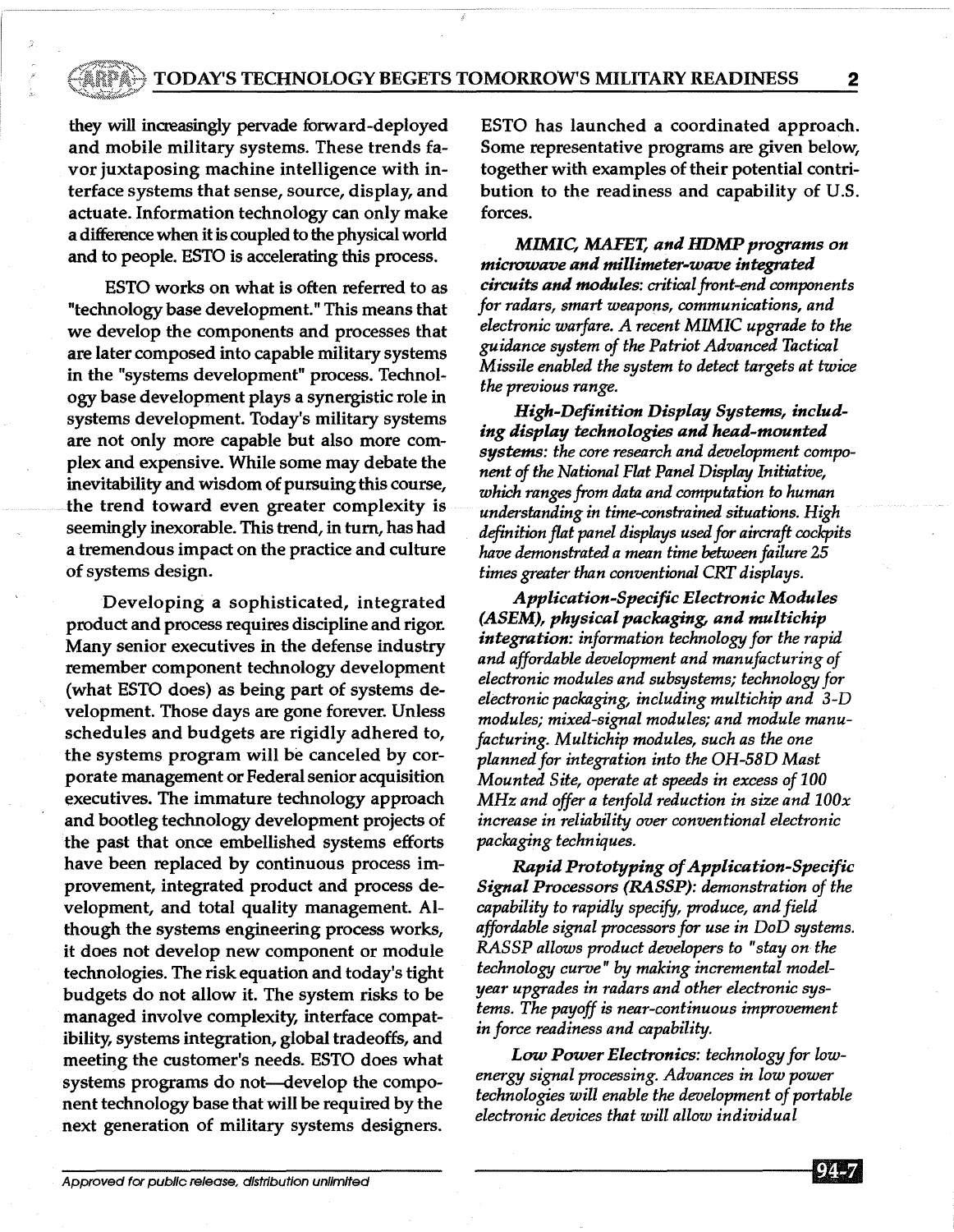they will increasingly pervade forward-deployed and mobile military systems. These trends favor juxtaposing machine intelligence with interface systems that sense, source, display, and actuate. Information technology can only make a difference when it is coupled to the physical world and to people. ESTO is accelerating this process.

ESTO works on what is often referred to as "technology base development." This means that we develop the components and processes that are later composed into capable military systems in the "systems development" process. Technology base development plays a synergistic role in systems development. Today's military systems are not only more capable but also more complex and expensive. While some may debate the inevitability and wisdom of pursuing this course, the trend toward even greater complexity is seemingly inexorable. This trend, in turn, has had a tremendous impact on the practice and culture of systems design.

Developing a sophisticated, integrated product and process requires discipline and rigor. Many senior executives in the defense industry remember component technology development (what ESTO does) as being part of systems development. Those days are gone forever. Unless schedules and budgets are rigidly adhered to, the systems program will be canceled by corporate management or Federal senior acquisition executives. The immature technology approach and bootleg technology development projects of the past that once embellished systems efforts have been replaced by continuous process improvement, integrated product and process development, and total quality management. Although the systems engineering process works, it does not develop new component or module technologies. The risk equation and today's tight budgets do not allow it. The system risks to be managed involve complexity, interface compatibility, systems integration, global tradeoffs, and meeting the customer's needs. ESTO does what systems programs do not—develop the component technology base that will be required by the next generation of military systems designers. ESTO has launched a coordinated approach. Some representative programs are given below, together with examples of their potential contribution to the readiness and capability of U.S. forces.

***MIMIC, MAFET, and HDMP programs on microwave and millimeter-wave integrated circuits and modules****: critical front-end components for radars, smart weapons, communications, and electronic warfare. A recent MIMIC upgrade to the guidance system of the Patriot Advanced Tactical Missile enabled the system to detect targets at twice the previous range.*

***High-Definition Display Systems, including display technologies and head-mounted systems****: the core research and development component of the National Flat Panel Display Initiative, which ranges from data and computation to human understanding in time-constrained situations. High definition flat panel displays used for aircraft cockpits have demonstrated a mean time between failure 25 times greater than conventional CRT displays.*

***Application-Specific Electronic Modules (ASEM), physical packaging, and multichip integration****: information technology for the rapid and affordable development and manufacturing of electronic modules and subsystems; technology for electronic packaging, including multichip and 3-D modules; mixed-signal modules; and module manufacturing. Multichip modules, such as the one planned for integration into the OH-58D Mast Mounted Site, operate at speeds in excess of 100 MHz and offer a tenfold reduction in size and 100x increase in reliability over conventional electronic packaging techniques.*

***Rapid Prototyping of Application-Specific Signal Processors (RASSP)****: demonstration of the capability to rapidly specify, produce, and field affordable signal processors for use in DoD systems. RASSP allows product developers to "stay on the technology curve" by making incremental model-year upgrades in radars and other electronic systems. The payoff is near-continuous improvement in force readiness and capability.*

***Low Power Electronics****: technology for low-energy signal processing. Advances in low power technologies will enable the development of portable electronic devices that will allow individual*

Approved for public release, distribution unlimited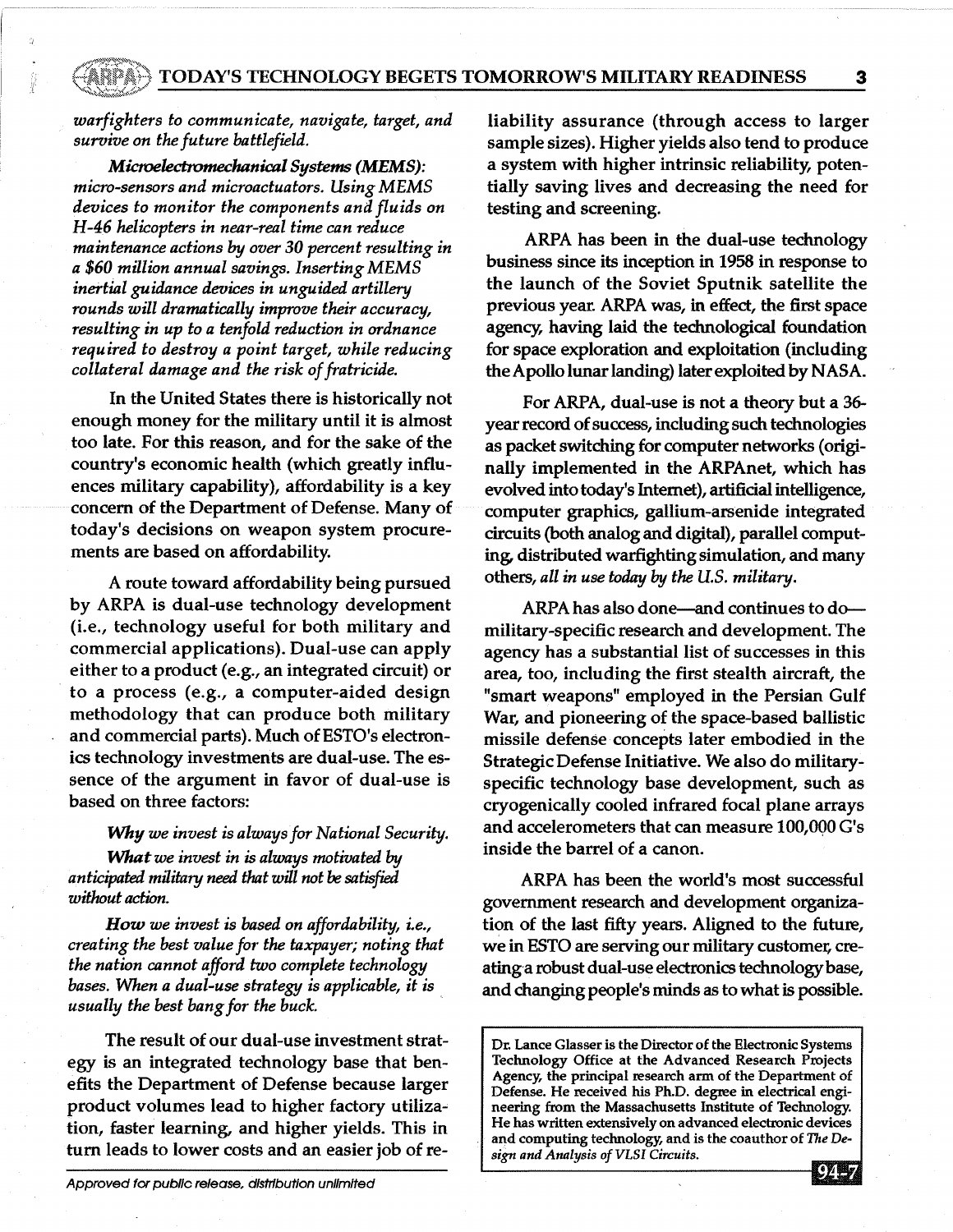*warfighters to communicate, navigate, target, and survive on the future battlefield.*

***Microelectromechanical Systems (MEMS):*** *micro-sensors and microactuators. Using MEMS devices to monitor the components and fluids on H-46 helicopters in near-real time can reduce maintenance actions by over 30 percent resulting in a $60 million annual savings. Inserting MEMS inertial guidance devices in unguided artillery rounds will dramatically improve their accuracy, resulting in up to a tenfold reduction in ordnance required to destroy a point target, while reducing collateral damage and the risk of fratricide.*

In the United States there is historically not enough money for the military until it is almost too late. For this reason, and for the sake of the country's economic health (which greatly influences military capability), affordability is a key concern of the Department of Defense. Many of today's decisions on weapon system procurements are based on affordability.

A route toward affordability being pursued by ARPA is dual-use technology development (i.e., technology useful for both military and commercial applications). Dual-use can apply either to a product (e.g., an integrated circuit) or to a process (e.g., a computer-aided design methodology that can produce both military and commercial parts). Much of ESTO's electronics technology investments are dual-use. The essence of the argument in favor of dual-use is based on three factors:

***Why*** *we invest is always for National Security.*

***What*** *we invest in is always motivated by anticipated military need that will not be satisfied without action.*

***How*** *we invest is based on affordability, i.e., creating the best value for the taxpayer; noting that the nation cannot afford two complete technology bases. When a dual-use strategy is applicable, it is usually the best bang for the buck.*

The result of our dual-use investment strategy is an integrated technology base that benefits the Department of Defense because larger product volumes lead to higher factory utilization, faster learning, and higher yields. This in turn leads to lower costs and an easier job of reliability assurance (through access to larger sample sizes). Higher yields also tend to produce a system with higher intrinsic reliability, potentially saving lives and decreasing the need for testing and screening.

ARPA has been in the dual-use technology business since its inception in 1958 in response to the launch of the Soviet Sputnik satellite the previous year. ARPA was, in effect, the first space agency, having laid the technological foundation for space exploration and exploitation (including the Apollo lunar landing) later exploited by NASA.

For ARPA, dual-use is not a theory but a 36-year record of success, including such technologies as packet switching for computer networks (originally implemented in the ARPAnet, which has evolved into today's Internet), artificial intelligence, computer graphics, gallium-arsenide integrated circuits (both analog and digital), parallel computing, distributed warfighting simulation, and many others, *all in use today by the U.S. military*.

ARPA has also done—and continues to do—military-specific research and development. The agency has a substantial list of successes in this area, too, including the first stealth aircraft, the "smart weapons" employed in the Persian Gulf War, and pioneering of the space-based ballistic missile defense concepts later embodied in the Strategic Defense Initiative. We also do military-specific technology base development, such as cryogenically cooled infrared focal plane arrays and accelerometers that can measure 100,000 G's inside the barrel of a canon.

ARPA has been the world's most successful government research and development organization of the last fifty years. Aligned to the future, we in ESTO are serving our military customer, creating a robust dual-use electronics technology base, and changing people's minds as to what is possible.

Dr. Lance Glasser is the Director of the Electronic Systems Technology Office at the Advanced Research Projects Agency, the principal research arm of the Department of Defense. He received his Ph.D. degree in electrical engineering from the Massachusetts Institute of Technology. He has written extensively on advanced electronic devices and computing technology, and is the coauthor of *The Design and Analysis of VLSI Circuits*.

94-7

Approved for public release, distribution unlimited